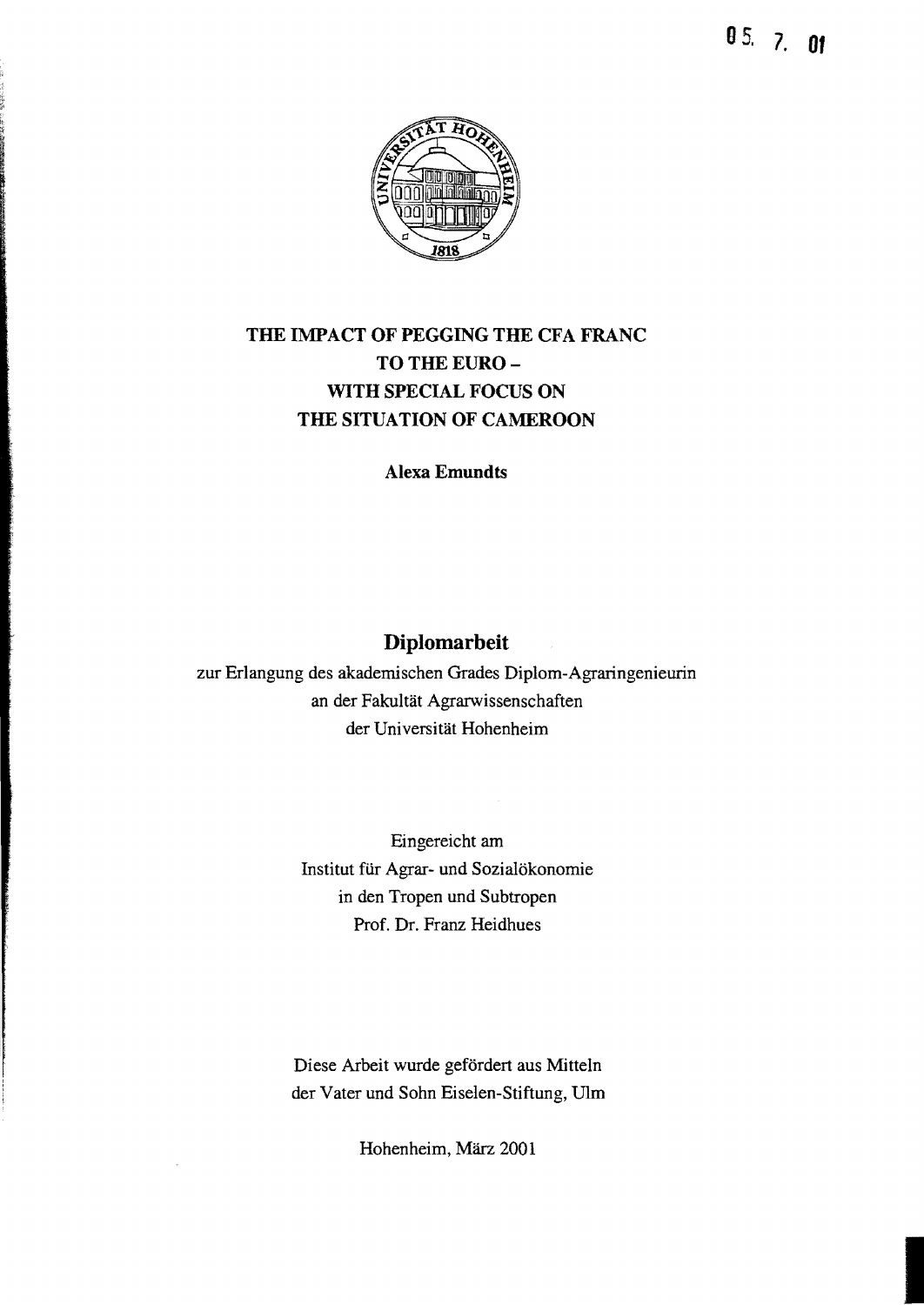0 5. 7. 01

# THE IMPACT OF PEGGING THE CFA FRANC TO THE EURO – WITH SPECIAL FOCUS ON THE SITUATION OF CAMEROON

**Alexa Emundts**

## Diplomarbeit

zur Erlangung des akademischen Grades Diplom-Agraringenieurin
an der Fakultät Agrarwissenschaften
der Universität Hohenheim

Eingereicht am
Institut für Agrar- und Sozialökonomie
in den Tropen und Subtropen
Prof. Dr. Franz Heidhues

Diese Arbeit wurde gefördert aus Mitteln
der Vater und Sohn Eiselen-Stiftung, Ulm

Hohenheim, März 2001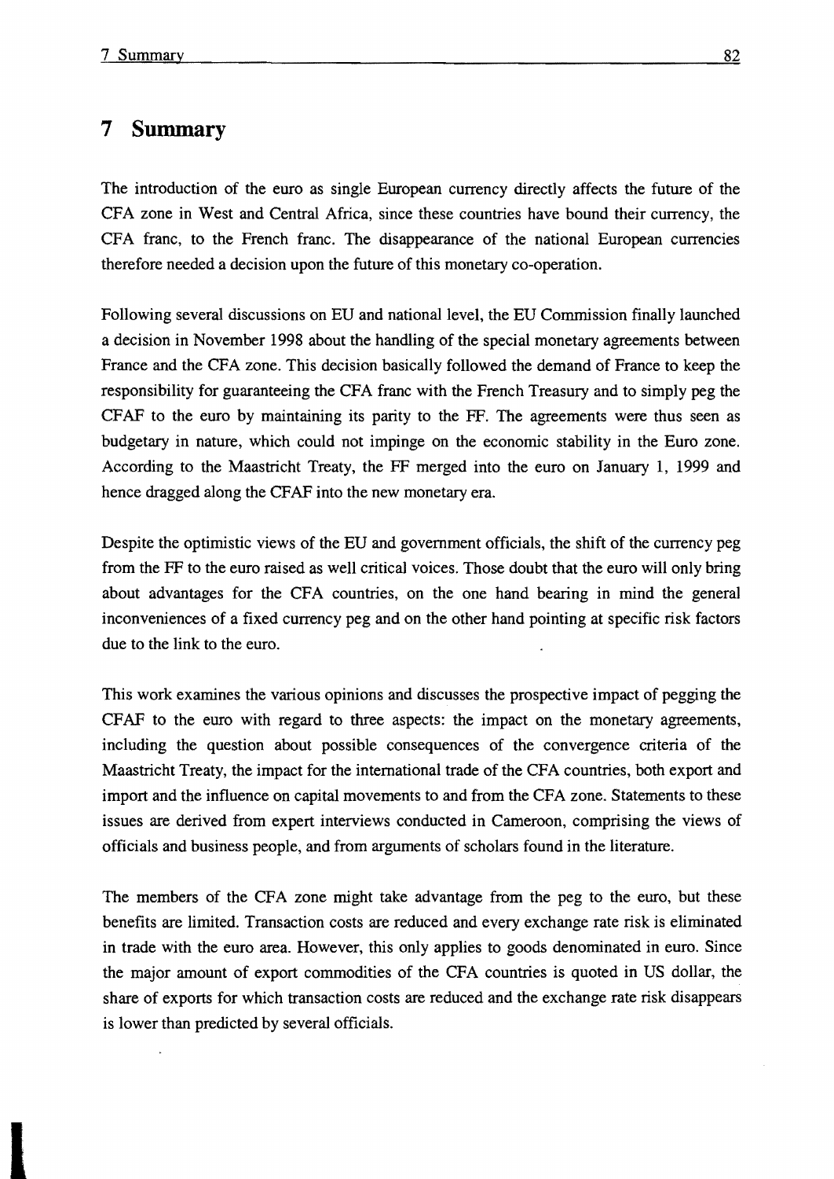# 7 Summary

The introduction of the euro as single European currency directly affects the future of the CFA zone in West and Central Africa, since these countries have bound their currency, the CFA franc, to the French franc. The disappearance of the national European currencies therefore needed a decision upon the future of this monetary co-operation.

Following several discussions on EU and national level, the EU Commission finally launched a decision in November 1998 about the handling of the special monetary agreements between France and the CFA zone. This decision basically followed the demand of France to keep the responsibility for guaranteeing the CFA franc with the French Treasury and to simply peg the CFAF to the euro by maintaining its parity to the FF. The agreements were thus seen as budgetary in nature, which could not impinge on the economic stability in the Euro zone. According to the Maastricht Treaty, the FF merged into the euro on January 1, 1999 and hence dragged along the CFAF into the new monetary era.

Despite the optimistic views of the EU and government officials, the shift of the currency peg from the FF to the euro raised as well critical voices. Those doubt that the euro will only bring about advantages for the CFA countries, on the one hand bearing in mind the general inconveniences of a fixed currency peg and on the other hand pointing at specific risk factors due to the link to the euro.

This work examines the various opinions and discusses the prospective impact of pegging the CFAF to the euro with regard to three aspects: the impact on the monetary agreements, including the question about possible consequences of the convergence criteria of the Maastricht Treaty, the impact for the international trade of the CFA countries, both export and import and the influence on capital movements to and from the CFA zone. Statements to these issues are derived from expert interviews conducted in Cameroon, comprising the views of officials and business people, and from arguments of scholars found in the literature.

The members of the CFA zone might take advantage from the peg to the euro, but these benefits are limited. Transaction costs are reduced and every exchange rate risk is eliminated in trade with the euro area. However, this only applies to goods denominated in euro. Since the major amount of export commodities of the CFA countries is quoted in US dollar, the share of exports for which transaction costs are reduced and the exchange rate risk disappears is lower than predicted by several officials.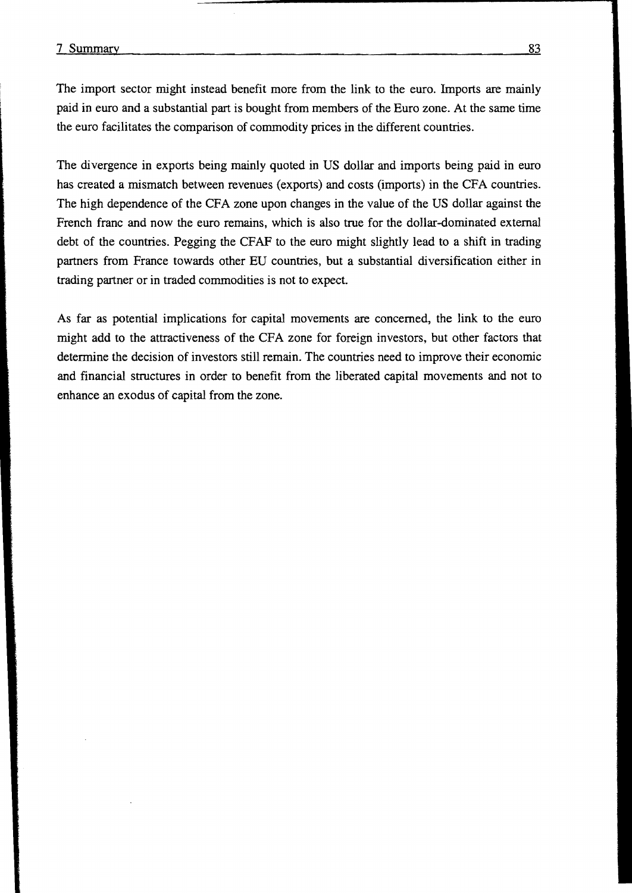The import sector might instead benefit more from the link to the euro. Imports are mainly paid in euro and a substantial part is bought from members of the Euro zone. At the same time the euro facilitates the comparison of commodity prices in the different countries.

The divergence in exports being mainly quoted in US dollar and imports being paid in euro has created a mismatch between revenues (exports) and costs (imports) in the CFA countries. The high dependence of the CFA zone upon changes in the value of the US dollar against the French franc and now the euro remains, which is also true for the dollar-dominated external debt of the countries. Pegging the CFAF to the euro might slightly lead to a shift in trading partners from France towards other EU countries, but a substantial diversification either in trading partner or in traded commodities is not to expect.

As far as potential implications for capital movements are concerned, the link to the euro might add to the attractiveness of the CFA zone for foreign investors, but other factors that determine the decision of investors still remain. The countries need to improve their economic and financial structures in order to benefit from the liberated capital movements and not to enhance an exodus of capital from the zone.